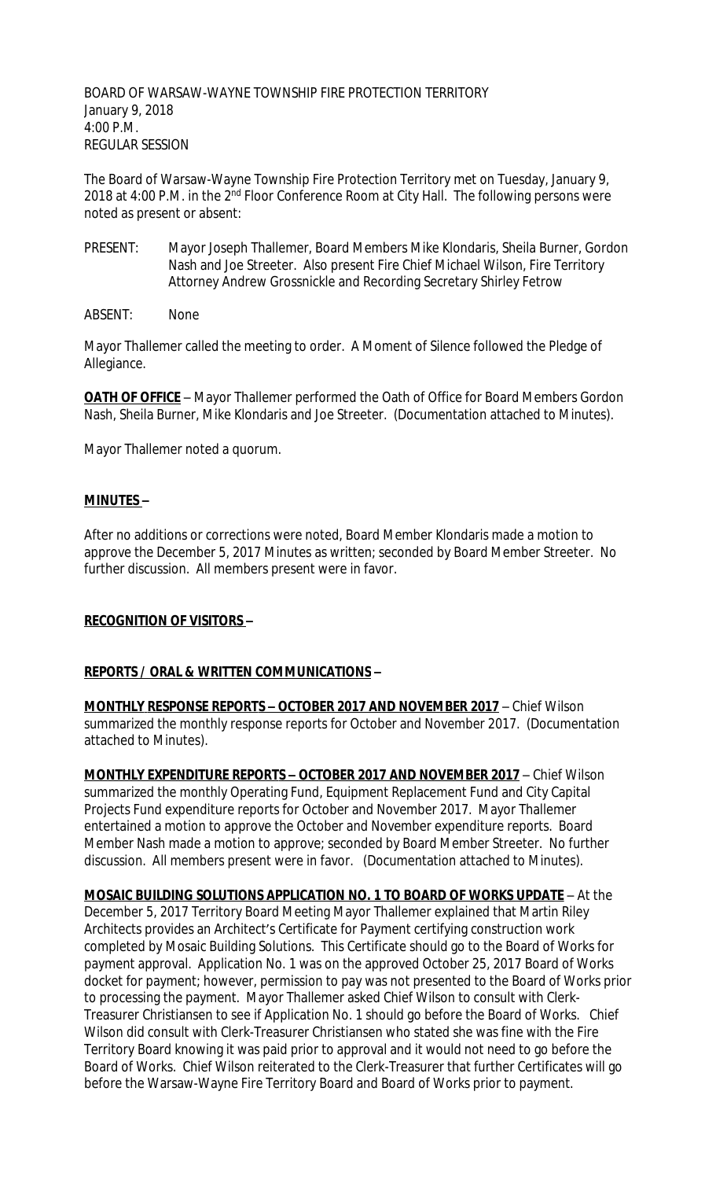BOARD OF WARSAW-WAYNE TOWNSHIP FIRE PROTECTION TERRITORY
January 9, 2018
4:00 P.M.
REGULAR SESSION

The Board of Warsaw-Wayne Township Fire Protection Territory met on Tuesday, January 9, 2018 at 4:00 P.M. in the 2nd Floor Conference Room at City Hall. The following persons were noted as present or absent:

PRESENT: Mayor Joseph Thallemer, Board Members Mike Klondaris, Sheila Burner, Gordon Nash and Joe Streeter. Also present Fire Chief Michael Wilson, Fire Territory Attorney Andrew Grossnickle and Recording Secretary Shirley Fetrow

ABSENT: None

Mayor Thallemer called the meeting to order. A Moment of Silence followed the Pledge of Allegiance.

**OATH OF OFFICE** – Mayor Thallemer performed the Oath of Office for Board Members Gordon Nash, Sheila Burner, Mike Klondaris and Joe Streeter. (Documentation attached to Minutes).

Mayor Thallemer noted a quorum.

**MINUTES –**

After no additions or corrections were noted, Board Member Klondaris made a motion to approve the December 5, 2017 Minutes as written; seconded by Board Member Streeter. No further discussion. All members present were in favor.

**RECOGNITION OF VISITORS –**

**REPORTS / ORAL & WRITTEN COMMUNICATIONS –**

**MONTHLY RESPONSE REPORTS – OCTOBER 2017 AND NOVEMBER 2017** – Chief Wilson summarized the monthly response reports for October and November 2017. (Documentation attached to Minutes).

**MONTHLY EXPENDITURE REPORTS – OCTOBER 2017 AND NOVEMBER 2017** – Chief Wilson summarized the monthly Operating Fund, Equipment Replacement Fund and City Capital Projects Fund expenditure reports for October and November 2017. Mayor Thallemer entertained a motion to approve the October and November expenditure reports. Board Member Nash made a motion to approve; seconded by Board Member Streeter. No further discussion. All members present were in favor. (Documentation attached to Minutes).

**MOSAIC BUILDING SOLUTIONS APPLICATION NO. 1 TO BOARD OF WORKS UPDATE** – At the December 5, 2017 Territory Board Meeting Mayor Thallemer explained that Martin Riley Architects provides an Architect's Certificate for Payment certifying construction work completed by Mosaic Building Solutions. This Certificate should go to the Board of Works for payment approval. Application No. 1 was on the approved October 25, 2017 Board of Works docket for payment; however, permission to pay was not presented to the Board of Works prior to processing the payment. Mayor Thallemer asked Chief Wilson to consult with Clerk-Treasurer Christiansen to see if Application No. 1 should go before the Board of Works. Chief Wilson did consult with Clerk-Treasurer Christiansen who stated she was fine with the Fire Territory Board knowing it was paid prior to approval and it would not need to go before the Board of Works. Chief Wilson reiterated to the Clerk-Treasurer that further Certificates will go before the Warsaw-Wayne Fire Territory Board and Board of Works prior to payment.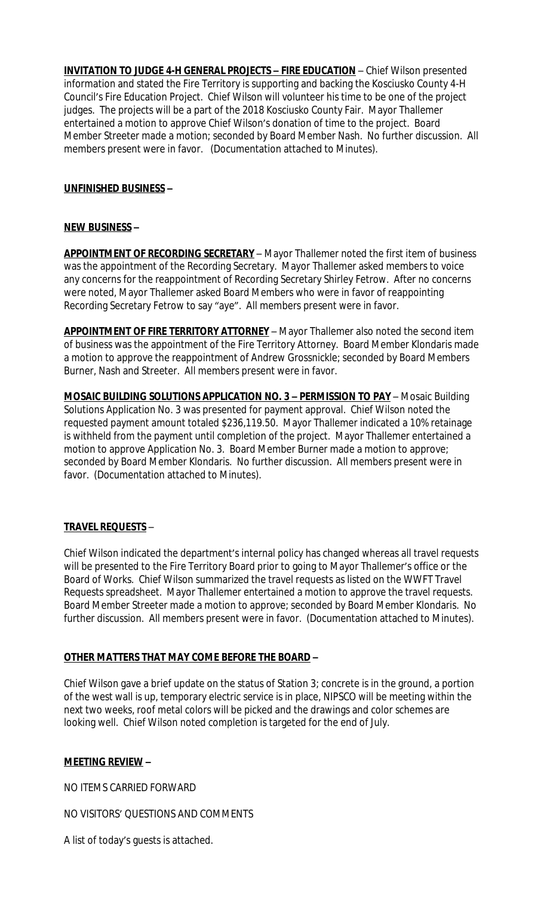**INVITATION TO JUDGE 4-H GENERAL PROJECTS – FIRE EDUCATION** – Chief Wilson presented information and stated the Fire Territory is supporting and backing the Kosciusko County 4-H Council's Fire Education Project. Chief Wilson will volunteer his time to be one of the project judges. The projects will be a part of the 2018 Kosciusko County Fair. Mayor Thallemer entertained a motion to approve Chief Wilson's donation of time to the project. Board Member Streeter made a motion; seconded by Board Member Nash. No further discussion. All members present were in favor. (Documentation attached to Minutes).

**UNFINISHED BUSINESS –**

**NEW BUSINESS –**

**APPOINTMENT OF RECORDING SECRETARY** – Mayor Thallemer noted the first item of business was the appointment of the Recording Secretary. Mayor Thallemer asked members to voice any concerns for the reappointment of Recording Secretary Shirley Fetrow. After no concerns were noted, Mayor Thallemer asked Board Members who were in favor of reappointing Recording Secretary Fetrow to say "aye". All members present were in favor.

**APPOINTMENT OF FIRE TERRITORY ATTORNEY** – Mayor Thallemer also noted the second item of business was the appointment of the Fire Territory Attorney. Board Member Klondaris made a motion to approve the reappointment of Andrew Grossnickle; seconded by Board Members Burner, Nash and Streeter. All members present were in favor.

**MOSAIC BUILDING SOLUTIONS APPLICATION NO. 3 – PERMISSION TO PAY** – Mosaic Building Solutions Application No. 3 was presented for payment approval. Chief Wilson noted the requested payment amount totaled $236,119.50. Mayor Thallemer indicated a 10% retainage is withheld from the payment until completion of the project. Mayor Thallemer entertained a motion to approve Application No. 3. Board Member Burner made a motion to approve; seconded by Board Member Klondaris. No further discussion. All members present were in favor. (Documentation attached to Minutes).

**TRAVEL REQUESTS** –

Chief Wilson indicated the department's internal policy has changed whereas all travel requests will be presented to the Fire Territory Board prior to going to Mayor Thallemer's office or the Board of Works. Chief Wilson summarized the travel requests as listed on the WWFT Travel Requests spreadsheet. Mayor Thallemer entertained a motion to approve the travel requests. Board Member Streeter made a motion to approve; seconded by Board Member Klondaris. No further discussion. All members present were in favor. (Documentation attached to Minutes).

**OTHER MATTERS THAT MAY COME BEFORE THE BOARD –**

Chief Wilson gave a brief update on the status of Station 3; concrete is in the ground, a portion of the west wall is up, temporary electric service is in place, NIPSCO will be meeting within the next two weeks, roof metal colors will be picked and the drawings and color schemes are looking well. Chief Wilson noted completion is targeted for the end of July.

**MEETING REVIEW –**

NO ITEMS CARRIED FORWARD

NO VISITORS' QUESTIONS AND COMMENTS

A list of today's guests is attached.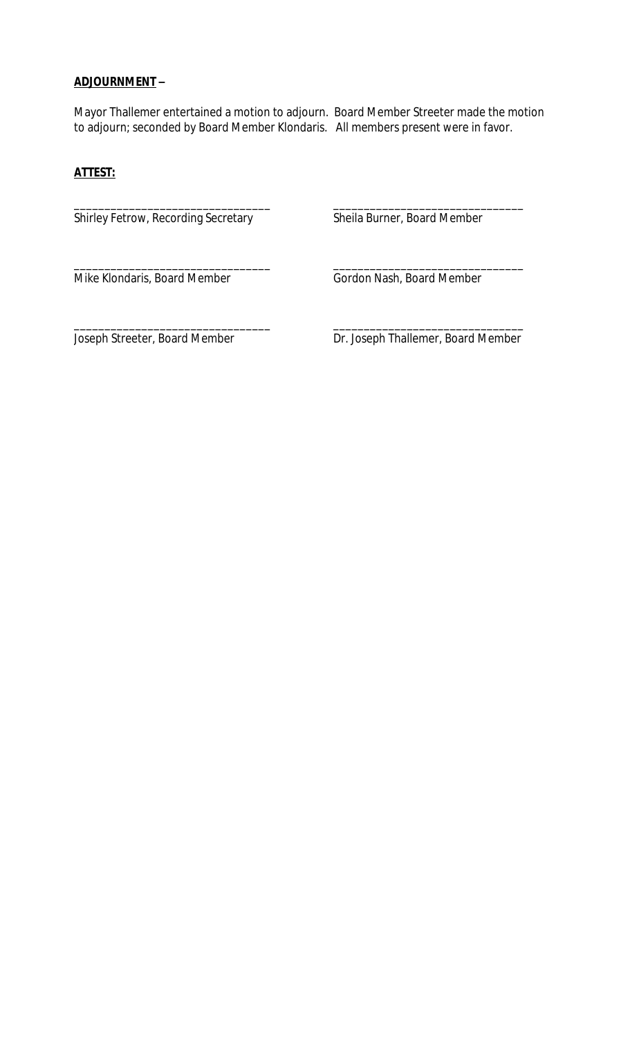**ADJOURNMENT** –

Mayor Thallemer entertained a motion to adjourn. Board Member Streeter made the motion to adjourn; seconded by Board Member Klondaris. All members present were in favor.

**ATTEST:**

| | |
|---|---|
| ______________________________ | ______________________________ |
| Shirley Fetrow, Recording Secretary | Sheila Burner, Board Member |
| ______________________________ | ______________________________ |
| Mike Klondaris, Board Member | Gordon Nash, Board Member |
| ______________________________ | ______________________________ |
| Joseph Streeter, Board Member | Dr. Joseph Thallemer, Board Member |